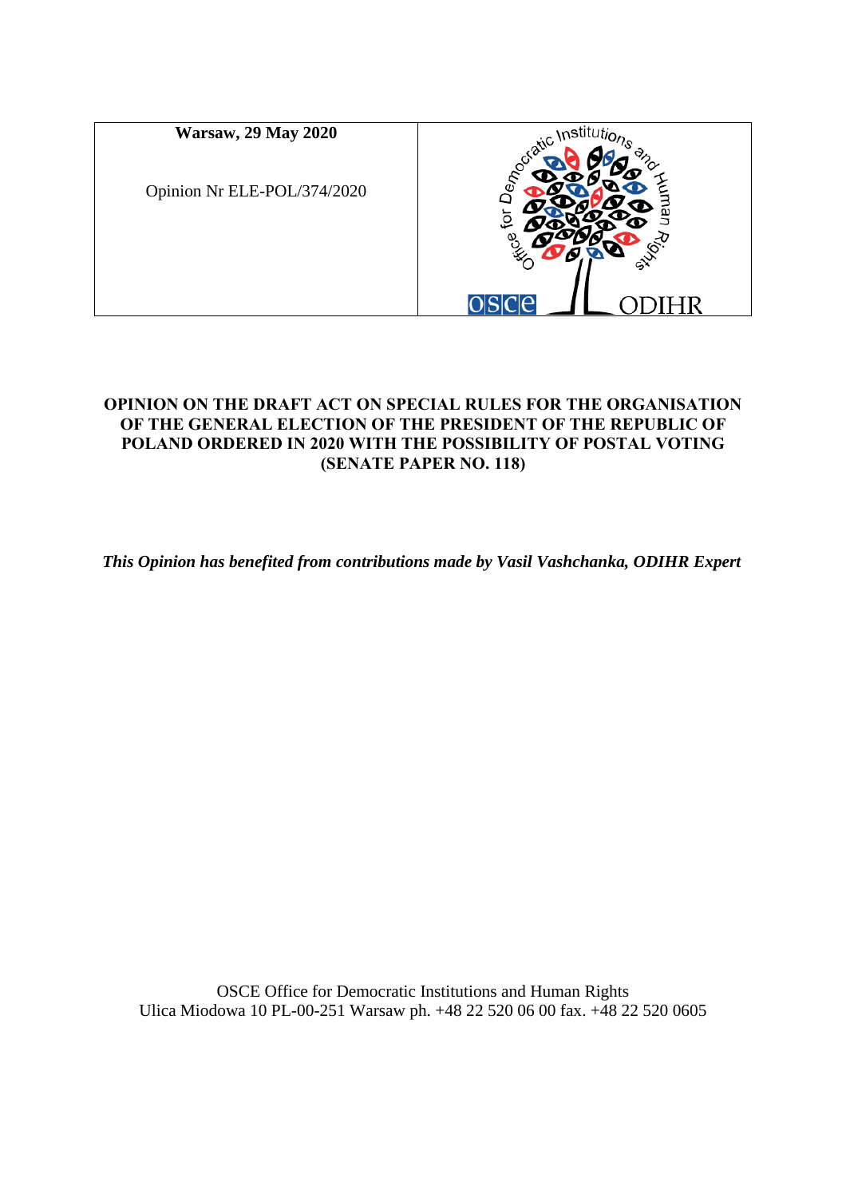**Warsaw, 29 May 2020**

Opinion Nr ELE-POL/374/2020

# OPINION ON THE DRAFT ACT ON SPECIAL RULES FOR THE ORGANISATION OF THE GENERAL ELECTION OF THE PRESIDENT OF THE REPUBLIC OF POLAND ORDERED IN 2020 WITH THE POSSIBILITY OF POSTAL VOTING (SENATE PAPER NO. 118)

***This Opinion has benefited from contributions made by Vasil Vashchanka, ODIHR Expert***

OSCE Office for Democratic Institutions and Human Rights
Ulica Miodowa 10 PL-00-251 Warsaw ph. +48 22 520 06 00 fax. +48 22 520 0605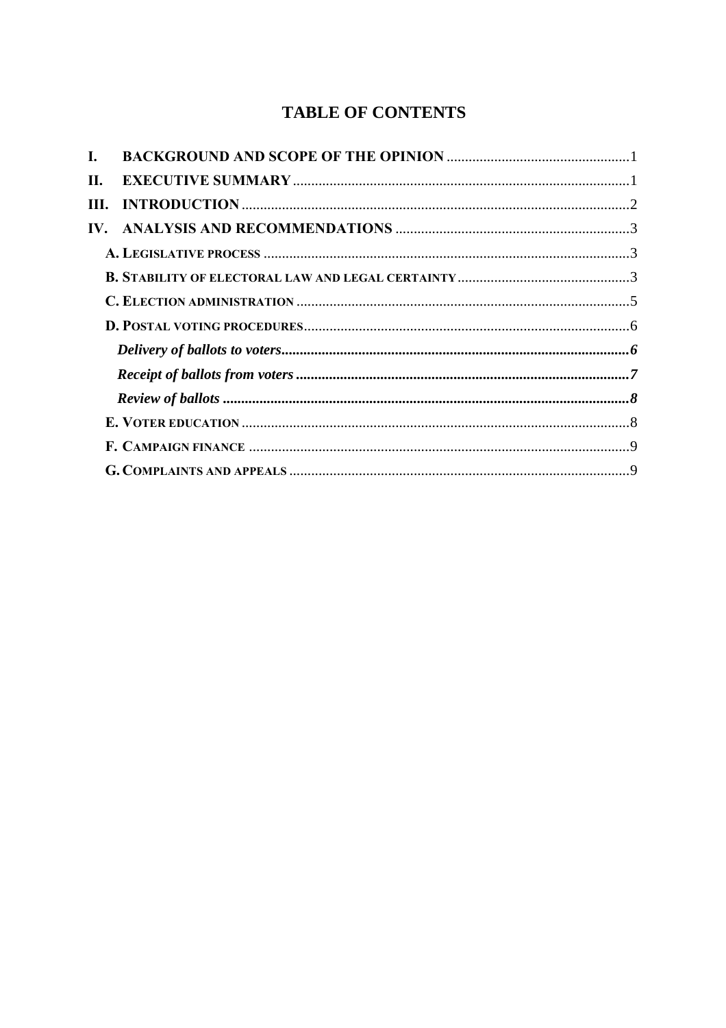## TABLE OF CONTENTS

- **I. BACKGROUND AND SCOPE OF THE OPINION** .................................................. 1
- **II. EXECUTIVE SUMMARY** .................................................. 1
- **III. INTRODUCTION** .................................................. 2
- **IV. ANALYSIS AND RECOMMENDATIONS** .................................................. 3
  - **A. Legislative process** .................................................. 3
  - **B. Stability of electoral law and legal certainty** .................................................. 3
  - **C. Election administration** .................................................. 5
  - **D. Postal voting procedures** .................................................. 6
    - ***Delivery of ballots to voters*** .................................................. ***6***
    - ***Receipt of ballots from voters*** .................................................. ***7***
    - ***Review of ballots*** .................................................. ***8***
  - **E. Voter education** .................................................. 8
  - **F. Campaign finance** .................................................. 9
  - **G. Complaints and appeals** .................................................. 9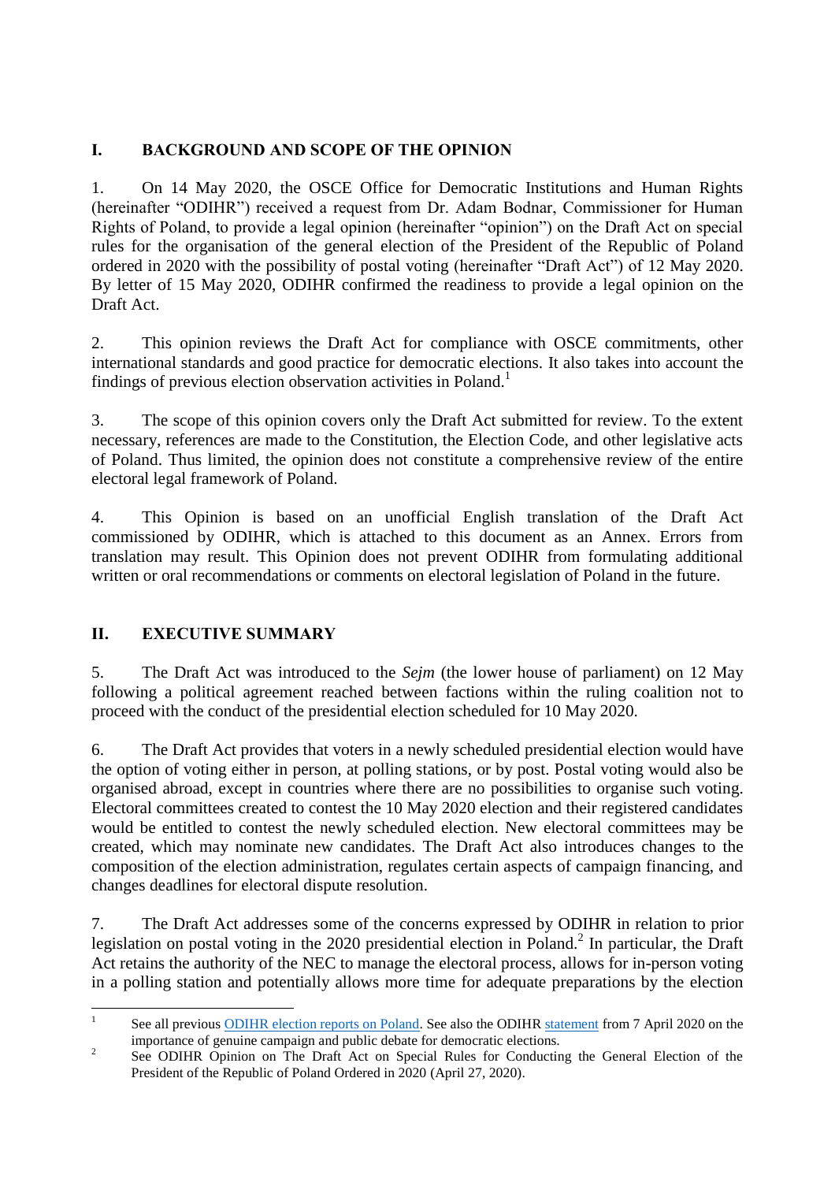## I. BACKGROUND AND SCOPE OF THE OPINION

1. On 14 May 2020, the OSCE Office for Democratic Institutions and Human Rights (hereinafter "ODIHR") received a request from Dr. Adam Bodnar, Commissioner for Human Rights of Poland, to provide a legal opinion (hereinafter "opinion") on the Draft Act on special rules for the organisation of the general election of the President of the Republic of Poland ordered in 2020 with the possibility of postal voting (hereinafter "Draft Act") of 12 May 2020. By letter of 15 May 2020, ODIHR confirmed the readiness to provide a legal opinion on the Draft Act.

2. This opinion reviews the Draft Act for compliance with OSCE commitments, other international standards and good practice for democratic elections. It also takes into account the findings of previous election observation activities in Poland.[1]

3. The scope of this opinion covers only the Draft Act submitted for review. To the extent necessary, references are made to the Constitution, the Election Code, and other legislative acts of Poland. Thus limited, the opinion does not constitute a comprehensive review of the entire electoral legal framework of Poland.

4. This Opinion is based on an unofficial English translation of the Draft Act commissioned by ODIHR, which is attached to this document as an Annex. Errors from translation may result. This Opinion does not prevent ODIHR from formulating additional written or oral recommendations or comments on electoral legislation of Poland in the future.

## II. EXECUTIVE SUMMARY

5. The Draft Act was introduced to the *Sejm* (the lower house of parliament) on 12 May following a political agreement reached between factions within the ruling coalition not to proceed with the conduct of the presidential election scheduled for 10 May 2020.

6. The Draft Act provides that voters in a newly scheduled presidential election would have the option of voting either in person, at polling stations, or by post. Postal voting would also be organised abroad, except in countries where there are no possibilities to organise such voting. Electoral committees created to contest the 10 May 2020 election and their registered candidates would be entitled to contest the newly scheduled election. New electoral committees may be created, which may nominate new candidates. The Draft Act also introduces changes to the composition of the election administration, regulates certain aspects of campaign financing, and changes deadlines for electoral dispute resolution.

7. The Draft Act addresses some of the concerns expressed by ODIHR in relation to prior legislation on postal voting in the 2020 presidential election in Poland.[2] In particular, the Draft Act retains the authority of the NEC to manage the electoral process, allows for in-person voting in a polling station and potentially allows more time for adequate preparations by the election

---

[1] See all previous ODIHR election reports on Poland. See also the ODIHR statement from 7 April 2020 on the importance of genuine campaign and public debate for democratic elections.

[2] See ODIHR Opinion on The Draft Act on Special Rules for Conducting the General Election of the President of the Republic of Poland Ordered in 2020 (April 27, 2020).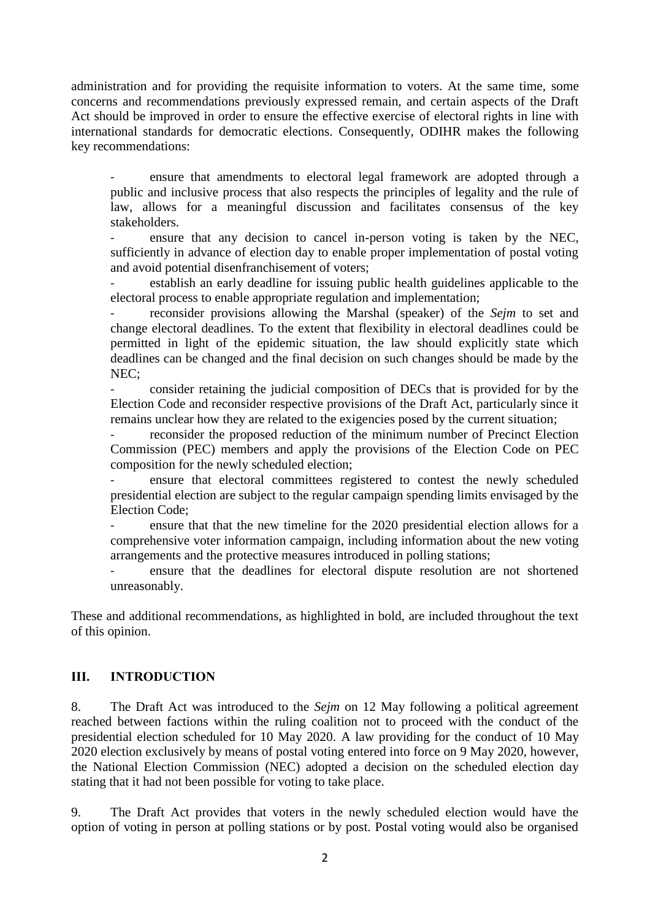administration and for providing the requisite information to voters. At the same time, some concerns and recommendations previously expressed remain, and certain aspects of the Draft Act should be improved in order to ensure the effective exercise of electoral rights in line with international standards for democratic elections. Consequently, ODIHR makes the following key recommendations:

- ensure that amendments to electoral legal framework are adopted through a public and inclusive process that also respects the principles of legality and the rule of law, allows for a meaningful discussion and facilitates consensus of the key stakeholders.
- ensure that any decision to cancel in-person voting is taken by the NEC, sufficiently in advance of election day to enable proper implementation of postal voting and avoid potential disenfranchisement of voters;
- establish an early deadline for issuing public health guidelines applicable to the electoral process to enable appropriate regulation and implementation;
- reconsider provisions allowing the Marshal (speaker) of the *Sejm* to set and change electoral deadlines. To the extent that flexibility in electoral deadlines could be permitted in light of the epidemic situation, the law should explicitly state which deadlines can be changed and the final decision on such changes should be made by the NEC;
- consider retaining the judicial composition of DECs that is provided for by the Election Code and reconsider respective provisions of the Draft Act, particularly since it remains unclear how they are related to the exigencies posed by the current situation;
- reconsider the proposed reduction of the minimum number of Precinct Election Commission (PEC) members and apply the provisions of the Election Code on PEC composition for the newly scheduled election;
- ensure that electoral committees registered to contest the newly scheduled presidential election are subject to the regular campaign spending limits envisaged by the Election Code;
- ensure that that the new timeline for the 2020 presidential election allows for a comprehensive voter information campaign, including information about the new voting arrangements and the protective measures introduced in polling stations;
- ensure that the deadlines for electoral dispute resolution are not shortened unreasonably.

These and additional recommendations, as highlighted in bold, are included throughout the text of this opinion.

## III. INTRODUCTION

8. The Draft Act was introduced to the *Sejm* on 12 May following a political agreement reached between factions within the ruling coalition not to proceed with the conduct of the presidential election scheduled for 10 May 2020. A law providing for the conduct of 10 May 2020 election exclusively by means of postal voting entered into force on 9 May 2020, however, the National Election Commission (NEC) adopted a decision on the scheduled election day stating that it had not been possible for voting to take place.

9. The Draft Act provides that voters in the newly scheduled election would have the option of voting in person at polling stations or by post. Postal voting would also be organised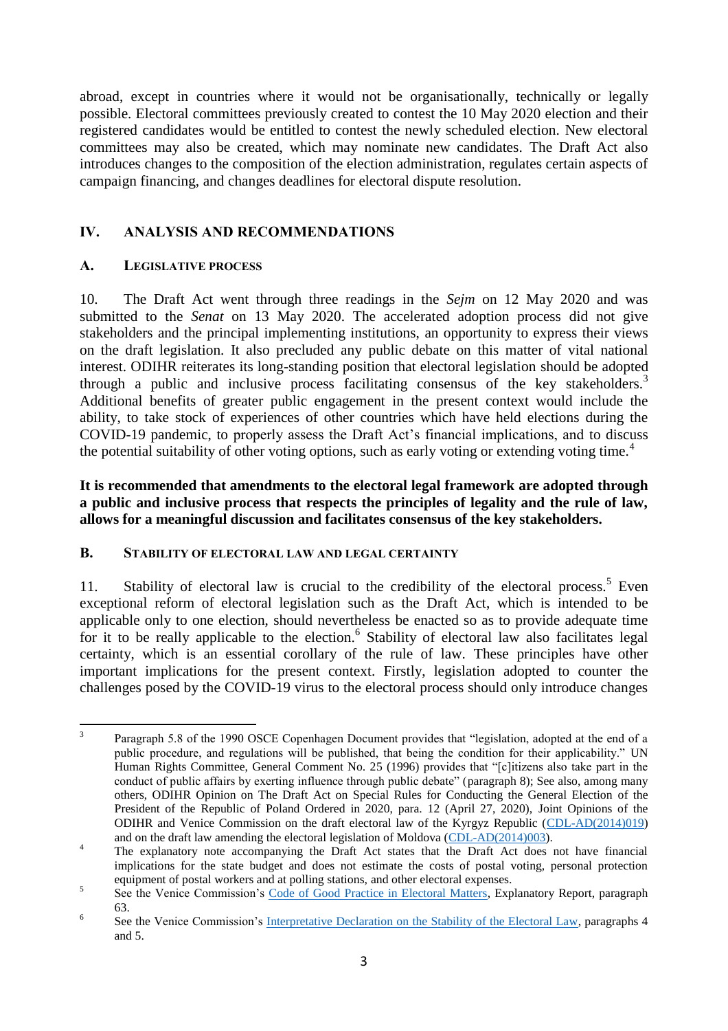abroad, except in countries where it would not be organisationally, technically or legally possible. Electoral committees previously created to contest the 10 May 2020 election and their registered candidates would be entitled to contest the newly scheduled election. New electoral committees may also be created, which may nominate new candidates. The Draft Act also introduces changes to the composition of the election administration, regulates certain aspects of campaign financing, and changes deadlines for electoral dispute resolution.

## IV. ANALYSIS AND RECOMMENDATIONS

### A. LEGISLATIVE PROCESS

10. The Draft Act went through three readings in the *Sejm* on 12 May 2020 and was submitted to the *Senat* on 13 May 2020. The accelerated adoption process did not give stakeholders and the principal implementing institutions, an opportunity to express their views on the draft legislation. It also precluded any public debate on this matter of vital national interest. ODIHR reiterates its long-standing position that electoral legislation should be adopted through a public and inclusive process facilitating consensus of the key stakeholders.[3] Additional benefits of greater public engagement in the present context would include the ability, to take stock of experiences of other countries which have held elections during the COVID-19 pandemic, to properly assess the Draft Act's financial implications, and to discuss the potential suitability of other voting options, such as early voting or extending voting time.[4]

**It is recommended that amendments to the electoral legal framework are adopted through a public and inclusive process that respects the principles of legality and the rule of law, allows for a meaningful discussion and facilitates consensus of the key stakeholders.**

### B. STABILITY OF ELECTORAL LAW AND LEGAL CERTAINTY

11. Stability of electoral law is crucial to the credibility of the electoral process.[5] Even exceptional reform of electoral legislation such as the Draft Act, which is intended to be applicable only to one election, should nevertheless be enacted so as to provide adequate time for it to be really applicable to the election.[6] Stability of electoral law also facilitates legal certainty, which is an essential corollary of the rule of law. These principles have other important implications for the present context. Firstly, legislation adopted to counter the challenges posed by the COVID-19 virus to the electoral process should only introduce changes

---

[3] Paragraph 5.8 of the 1990 OSCE Copenhagen Document provides that "legislation, adopted at the end of a public procedure, and regulations will be published, that being the condition for their applicability." UN Human Rights Committee, General Comment No. 25 (1996) provides that "[c]itizens also take part in the conduct of public affairs by exerting influence through public debate" (paragraph 8); See also, among many others, ODIHR Opinion on The Draft Act on Special Rules for Conducting the General Election of the President of the Republic of Poland Ordered in 2020, para. 12 (April 27, 2020), Joint Opinions of the ODIHR and Venice Commission on the draft electoral law of the Kyrgyz Republic (CDL-AD(2014)019) and on the draft law amending the electoral legislation of Moldova (CDL-AD(2014)003).

[4] The explanatory note accompanying the Draft Act states that the Draft Act does not have financial implications for the state budget and does not estimate the costs of postal voting, personal protection equipment of postal workers and at polling stations, and other electoral expenses.

[5] See the Venice Commission's Code of Good Practice in Electoral Matters, Explanatory Report, paragraph 63.

[6] See the Venice Commission's Interpretative Declaration on the Stability of the Electoral Law, paragraphs 4 and 5.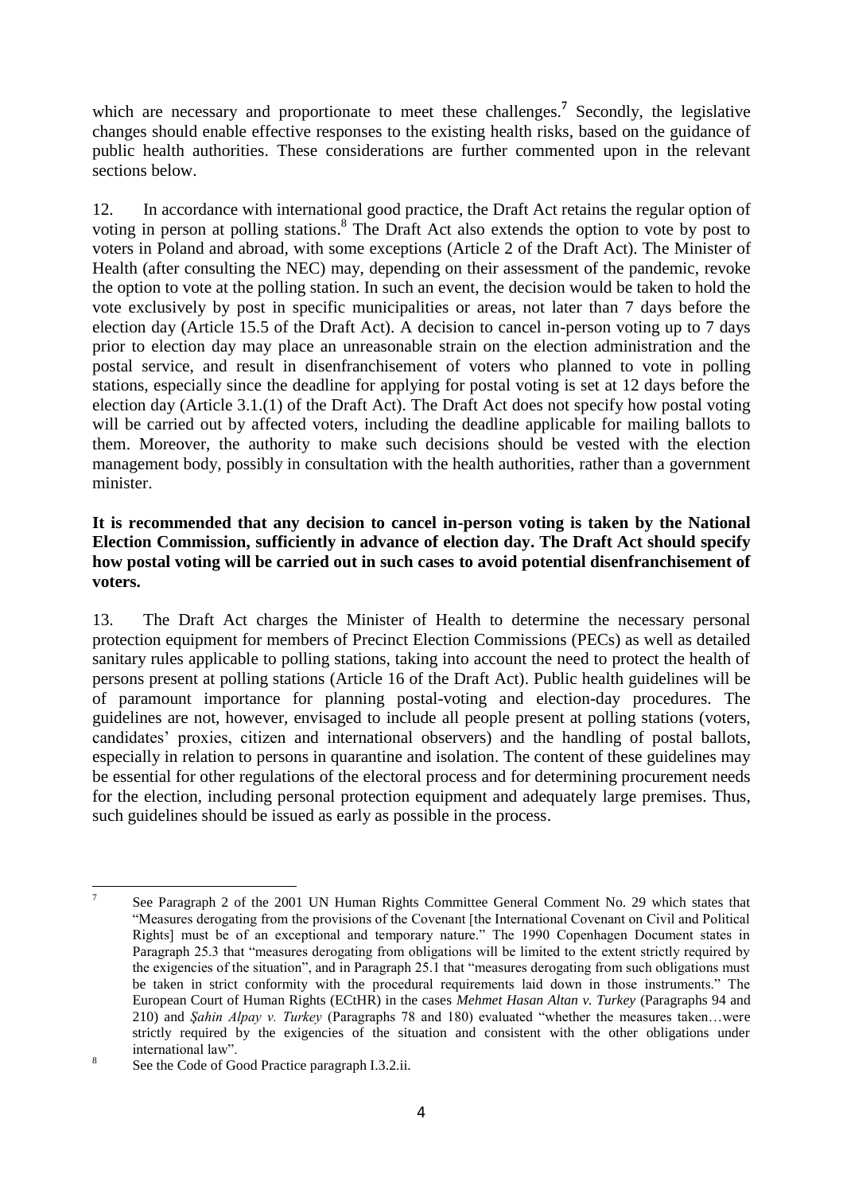which are necessary and proportionate to meet these challenges.[7] Secondly, the legislative changes should enable effective responses to the existing health risks, based on the guidance of public health authorities. These considerations are further commented upon in the relevant sections below.

12. In accordance with international good practice, the Draft Act retains the regular option of voting in person at polling stations.[8] The Draft Act also extends the option to vote by post to voters in Poland and abroad, with some exceptions (Article 2 of the Draft Act). The Minister of Health (after consulting the NEC) may, depending on their assessment of the pandemic, revoke the option to vote at the polling station. In such an event, the decision would be taken to hold the vote exclusively by post in specific municipalities or areas, not later than 7 days before the election day (Article 15.5 of the Draft Act). A decision to cancel in-person voting up to 7 days prior to election day may place an unreasonable strain on the election administration and the postal service, and result in disenfranchisement of voters who planned to vote in polling stations, especially since the deadline for applying for postal voting is set at 12 days before the election day (Article 3.1.(1) of the Draft Act). The Draft Act does not specify how postal voting will be carried out by affected voters, including the deadline applicable for mailing ballots to them. Moreover, the authority to make such decisions should be vested with the election management body, possibly in consultation with the health authorities, rather than a government minister.

**It is recommended that any decision to cancel in-person voting is taken by the National Election Commission, sufficiently in advance of election day. The Draft Act should specify how postal voting will be carried out in such cases to avoid potential disenfranchisement of voters.**

13. The Draft Act charges the Minister of Health to determine the necessary personal protection equipment for members of Precinct Election Commissions (PECs) as well as detailed sanitary rules applicable to polling stations, taking into account the need to protect the health of persons present at polling stations (Article 16 of the Draft Act). Public health guidelines will be of paramount importance for planning postal-voting and election-day procedures. The guidelines are not, however, envisaged to include all people present at polling stations (voters, candidates' proxies, citizen and international observers) and the handling of postal ballots, especially in relation to persons in quarantine and isolation. The content of these guidelines may be essential for other regulations of the electoral process and for determining procurement needs for the election, including personal protection equipment and adequately large premises. Thus, such guidelines should be issued as early as possible in the process.

---

[7] See Paragraph 2 of the 2001 UN Human Rights Committee General Comment No. 29 which states that "Measures derogating from the provisions of the Covenant [the International Covenant on Civil and Political Rights] must be of an exceptional and temporary nature." The 1990 Copenhagen Document states in Paragraph 25.3 that "measures derogating from obligations will be limited to the extent strictly required by the exigencies of the situation", and in Paragraph 25.1 that "measures derogating from such obligations must be taken in strict conformity with the procedural requirements laid down in those instruments." The European Court of Human Rights (ECtHR) in the cases *Mehmet Hasan Altan v. Turkey* (Paragraphs 94 and 210) and *Şahin Alpay v. Turkey* (Paragraphs 78 and 180) evaluated "whether the measures taken…were strictly required by the exigencies of the situation and consistent with the other obligations under international law".

[8] See the Code of Good Practice paragraph I.3.2.ii.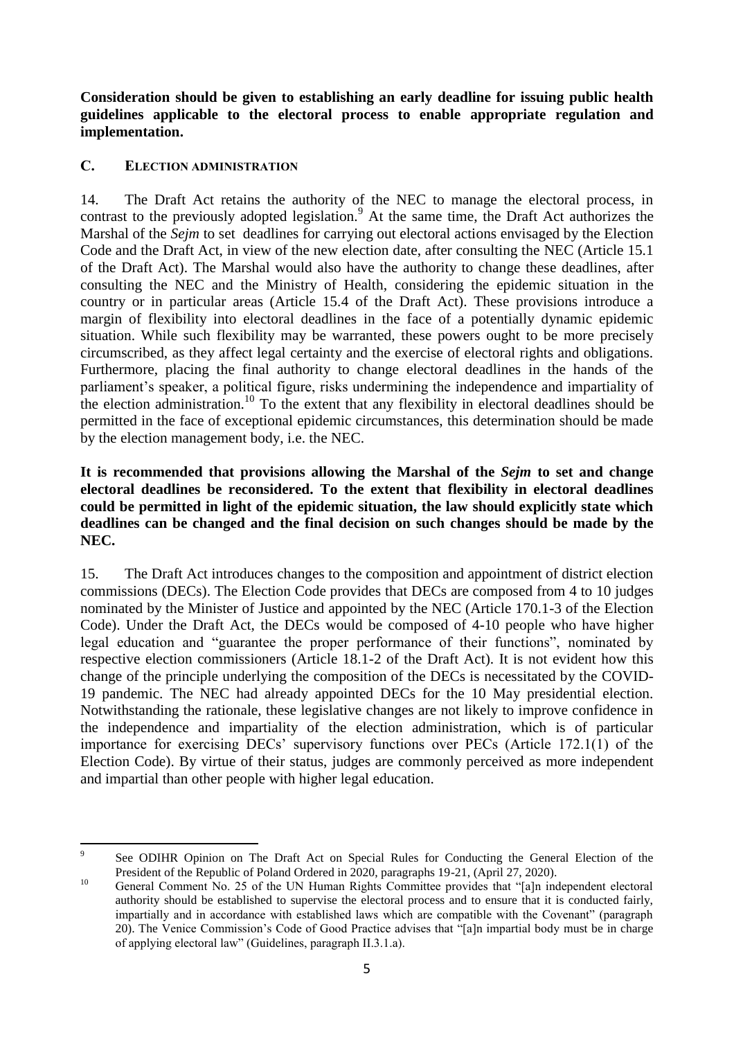**Consideration should be given to establishing an early deadline for issuing public health guidelines applicable to the electoral process to enable appropriate regulation and implementation.**

## C. Election Administration

14. The Draft Act retains the authority of the NEC to manage the electoral process, in contrast to the previously adopted legislation.[9] At the same time, the Draft Act authorizes the Marshal of the *Sejm* to set deadlines for carrying out electoral actions envisaged by the Election Code and the Draft Act, in view of the new election date, after consulting the NEC (Article 15.1 of the Draft Act). The Marshal would also have the authority to change these deadlines, after consulting the NEC and the Ministry of Health, considering the epidemic situation in the country or in particular areas (Article 15.4 of the Draft Act). These provisions introduce a margin of flexibility into electoral deadlines in the face of a potentially dynamic epidemic situation. While such flexibility may be warranted, these powers ought to be more precisely circumscribed, as they affect legal certainty and the exercise of electoral rights and obligations. Furthermore, placing the final authority to change electoral deadlines in the hands of the parliament's speaker, a political figure, risks undermining the independence and impartiality of the election administration.[10] To the extent that any flexibility in electoral deadlines should be permitted in the face of exceptional epidemic circumstances, this determination should be made by the election management body, i.e. the NEC.

**It is recommended that provisions allowing the Marshal of the *Sejm* to set and change electoral deadlines be reconsidered. To the extent that flexibility in electoral deadlines could be permitted in light of the epidemic situation, the law should explicitly state which deadlines can be changed and the final decision on such changes should be made by the NEC.**

15. The Draft Act introduces changes to the composition and appointment of district election commissions (DECs). The Election Code provides that DECs are composed from 4 to 10 judges nominated by the Minister of Justice and appointed by the NEC (Article 170.1-3 of the Election Code). Under the Draft Act, the DECs would be composed of 4-10 people who have higher legal education and "guarantee the proper performance of their functions", nominated by respective election commissioners (Article 18.1-2 of the Draft Act). It is not evident how this change of the principle underlying the composition of the DECs is necessitated by the COVID-19 pandemic. The NEC had already appointed DECs for the 10 May presidential election. Notwithstanding the rationale, these legislative changes are not likely to improve confidence in the independence and impartiality of the election administration, which is of particular importance for exercising DECs' supervisory functions over PECs (Article 172.1(1) of the Election Code). By virtue of their status, judges are commonly perceived as more independent and impartial than other people with higher legal education.

---

[9] See ODIHR Opinion on The Draft Act on Special Rules for Conducting the General Election of the President of the Republic of Poland Ordered in 2020, paragraphs 19-21, (April 27, 2020).

[10] General Comment No. 25 of the UN Human Rights Committee provides that "[a]n independent electoral authority should be established to supervise the electoral process and to ensure that it is conducted fairly, impartially and in accordance with established laws which are compatible with the Covenant" (paragraph 20). The Venice Commission's Code of Good Practice advises that "[a]n impartial body must be in charge of applying electoral law" (Guidelines, paragraph II.3.1.a).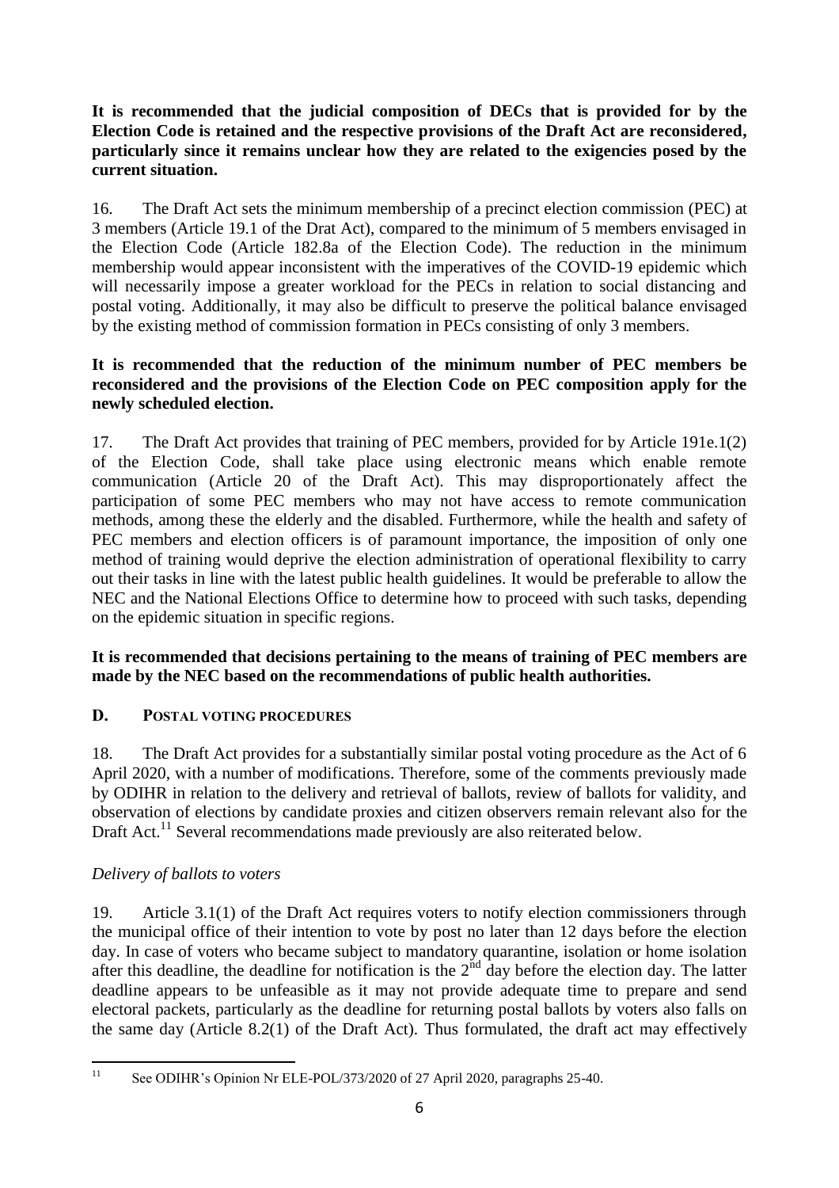**It is recommended that the judicial composition of DECs that is provided for by the Election Code is retained and the respective provisions of the Draft Act are reconsidered, particularly since it remains unclear how they are related to the exigencies posed by the current situation.**

16. The Draft Act sets the minimum membership of a precinct election commission (PEC) at 3 members (Article 19.1 of the Drat Act), compared to the minimum of 5 members envisaged in the Election Code (Article 182.8a of the Election Code). The reduction in the minimum membership would appear inconsistent with the imperatives of the COVID-19 epidemic which will necessarily impose a greater workload for the PECs in relation to social distancing and postal voting. Additionally, it may also be difficult to preserve the political balance envisaged by the existing method of commission formation in PECs consisting of only 3 members.

**It is recommended that the reduction of the minimum number of PEC members be reconsidered and the provisions of the Election Code on PEC composition apply for the newly scheduled election.**

17. The Draft Act provides that training of PEC members, provided for by Article 191e.1(2) of the Election Code, shall take place using electronic means which enable remote communication (Article 20 of the Draft Act). This may disproportionately affect the participation of some PEC members who may not have access to remote communication methods, among these the elderly and the disabled. Furthermore, while the health and safety of PEC members and election officers is of paramount importance, the imposition of only one method of training would deprive the election administration of operational flexibility to carry out their tasks in line with the latest public health guidelines. It would be preferable to allow the NEC and the National Elections Office to determine how to proceed with such tasks, depending on the epidemic situation in specific regions.

**It is recommended that decisions pertaining to the means of training of PEC members are made by the NEC based on the recommendations of public health authorities.**

## D. Postal Voting Procedures

18. The Draft Act provides for a substantially similar postal voting procedure as the Act of 6 April 2020, with a number of modifications. Therefore, some of the comments previously made by ODIHR in relation to the delivery and retrieval of ballots, review of ballots for validity, and observation of elections by candidate proxies and citizen observers remain relevant also for the Draft Act.[11] Several recommendations made previously are also reiterated below.

*Delivery of ballots to voters*

19. Article 3.1(1) of the Draft Act requires voters to notify election commissioners through the municipal office of their intention to vote by post no later than 12 days before the election day. In case of voters who became subject to mandatory quarantine, isolation or home isolation after this deadline, the deadline for notification is the 2nd day before the election day. The latter deadline appears to be unfeasible as it may not provide adequate time to prepare and send electoral packets, particularly as the deadline for returning postal ballots by voters also falls on the same day (Article 8.2(1) of the Draft Act). Thus formulated, the draft act may effectively

[11] See ODIHR's Opinion Nr ELE-POL/373/2020 of 27 April 2020, paragraphs 25-40.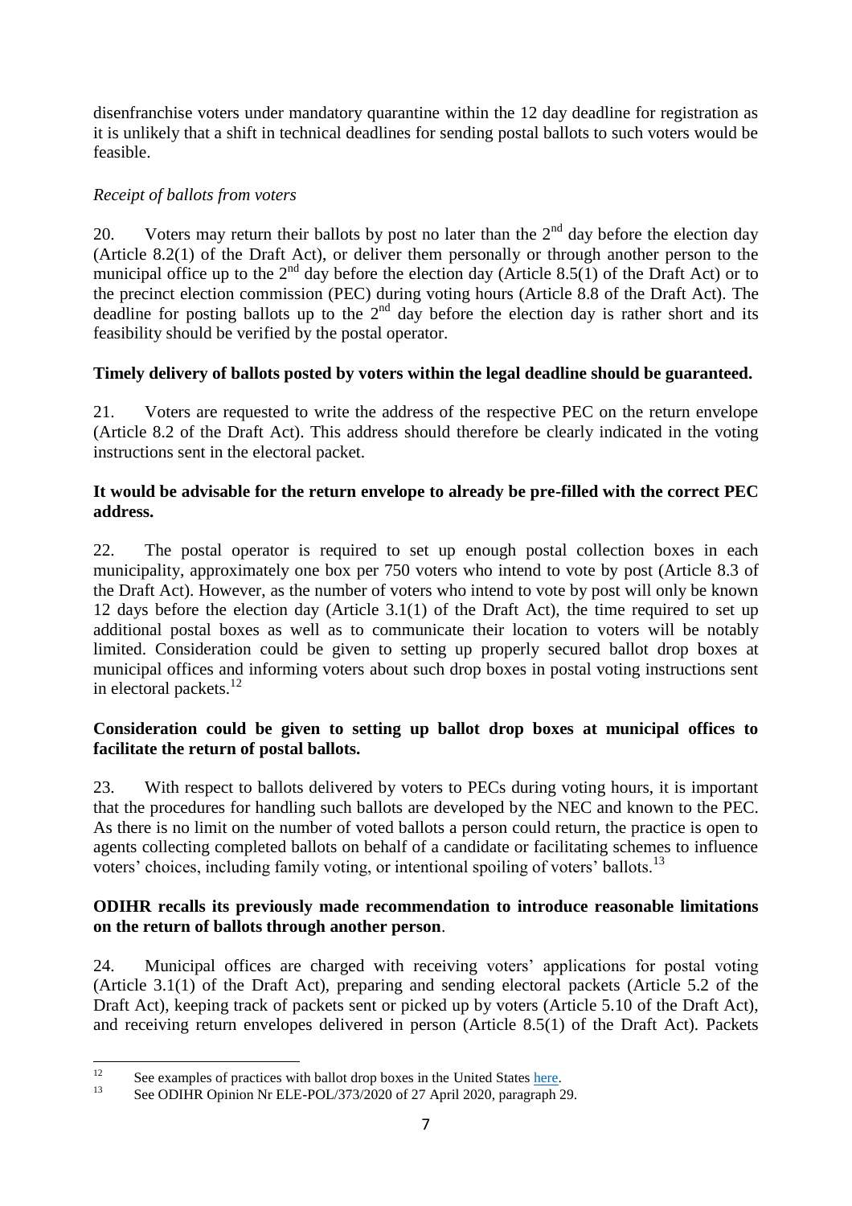disenfranchise voters under mandatory quarantine within the 12 day deadline for registration as it is unlikely that a shift in technical deadlines for sending postal ballots to such voters would be feasible.

*Receipt of ballots from voters*

20. Voters may return their ballots by post no later than the 2nd day before the election day (Article 8.2(1) of the Draft Act), or deliver them personally or through another person to the municipal office up to the 2nd day before the election day (Article 8.5(1) of the Draft Act) or to the precinct election commission (PEC) during voting hours (Article 8.8 of the Draft Act). The deadline for posting ballots up to the 2nd day before the election day is rather short and its feasibility should be verified by the postal operator.

**Timely delivery of ballots posted by voters within the legal deadline should be guaranteed.**

21. Voters are requested to write the address of the respective PEC on the return envelope (Article 8.2 of the Draft Act). This address should therefore be clearly indicated in the voting instructions sent in the electoral packet.

**It would be advisable for the return envelope to already be pre-filled with the correct PEC address.**

22. The postal operator is required to set up enough postal collection boxes in each municipality, approximately one box per 750 voters who intend to vote by post (Article 8.3 of the Draft Act). However, as the number of voters who intend to vote by post will only be known 12 days before the election day (Article 3.1(1) of the Draft Act), the time required to set up additional postal boxes as well as to communicate their location to voters will be notably limited. Consideration could be given to setting up properly secured ballot drop boxes at municipal offices and informing voters about such drop boxes in postal voting instructions sent in electoral packets.[12]

**Consideration could be given to setting up ballot drop boxes at municipal offices to facilitate the return of postal ballots.**

23. With respect to ballots delivered by voters to PECs during voting hours, it is important that the procedures for handling such ballots are developed by the NEC and known to the PEC. As there is no limit on the number of voted ballots a person could return, the practice is open to agents collecting completed ballots on behalf of a candidate or facilitating schemes to influence voters' choices, including family voting, or intentional spoiling of voters' ballots.[13]

**ODIHR recalls its previously made recommendation to introduce reasonable limitations on the return of ballots through another person**.

24. Municipal offices are charged with receiving voters' applications for postal voting (Article 3.1(1) of the Draft Act), preparing and sending electoral packets (Article 5.2 of the Draft Act), keeping track of packets sent or picked up by voters (Article 5.10 of the Draft Act), and receiving return envelopes delivered in person (Article 8.5(1) of the Draft Act). Packets

---

[12] See examples of practices with ballot drop boxes in the United States here.

[13] See ODIHR Opinion Nr ELE-POL/373/2020 of 27 April 2020, paragraph 29.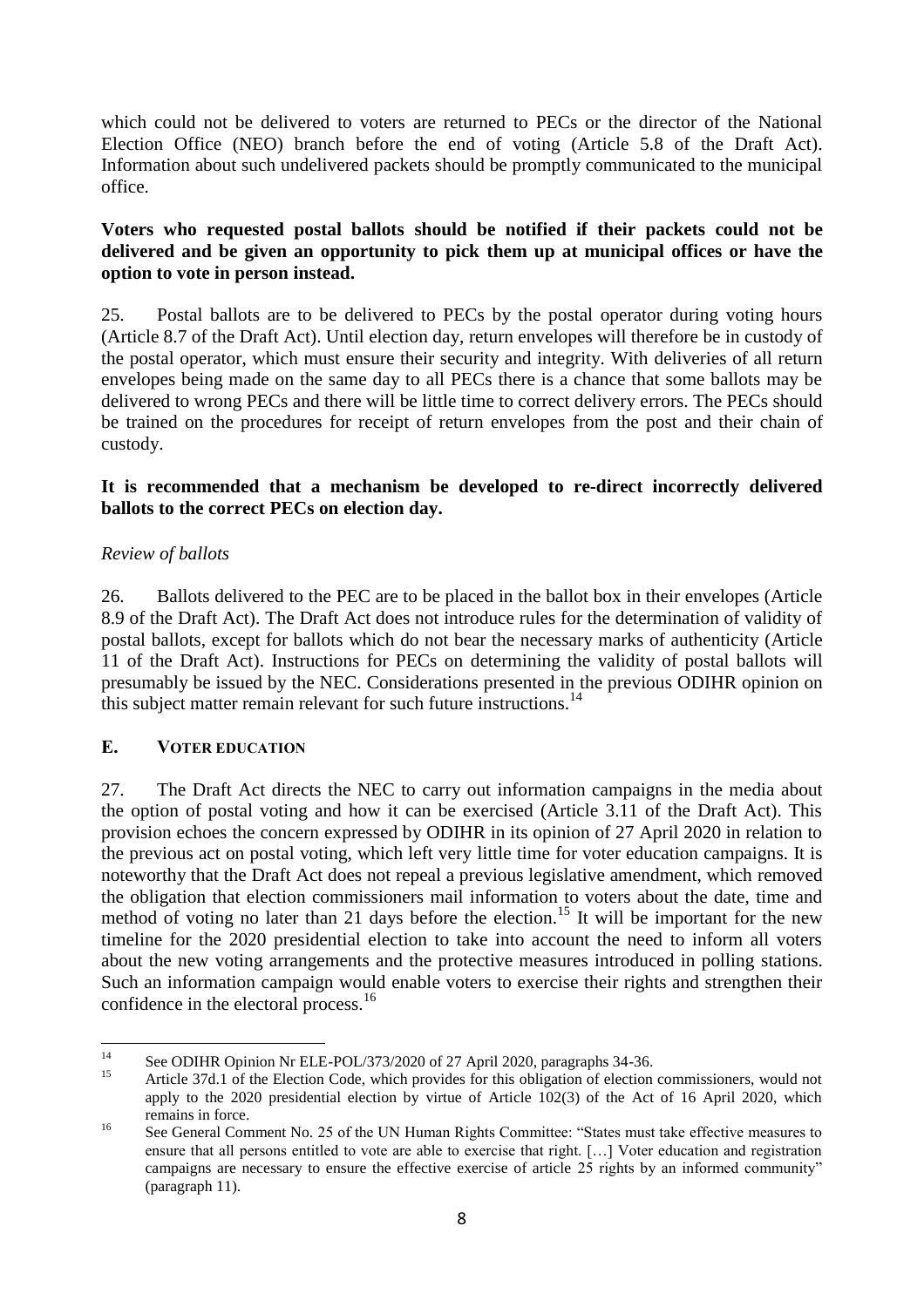which could not be delivered to voters are returned to PECs or the director of the National Election Office (NEO) branch before the end of voting (Article 5.8 of the Draft Act). Information about such undelivered packets should be promptly communicated to the municipal office.

**Voters who requested postal ballots should be notified if their packets could not be delivered and be given an opportunity to pick them up at municipal offices or have the option to vote in person instead.**

25. Postal ballots are to be delivered to PECs by the postal operator during voting hours (Article 8.7 of the Draft Act). Until election day, return envelopes will therefore be in custody of the postal operator, which must ensure their security and integrity. With deliveries of all return envelopes being made on the same day to all PECs there is a chance that some ballots may be delivered to wrong PECs and there will be little time to correct delivery errors. The PECs should be trained on the procedures for receipt of return envelopes from the post and their chain of custody.

**It is recommended that a mechanism be developed to re-direct incorrectly delivered ballots to the correct PECs on election day.**

*Review of ballots*

26. Ballots delivered to the PEC are to be placed in the ballot box in their envelopes (Article 8.9 of the Draft Act). The Draft Act does not introduce rules for the determination of validity of postal ballots, except for ballots which do not bear the necessary marks of authenticity (Article 11 of the Draft Act). Instructions for PECs on determining the validity of postal ballots will presumably be issued by the NEC. Considerations presented in the previous ODIHR opinion on this subject matter remain relevant for such future instructions.[14]

## E. VOTER EDUCATION

27. The Draft Act directs the NEC to carry out information campaigns in the media about the option of postal voting and how it can be exercised (Article 3.11 of the Draft Act). This provision echoes the concern expressed by ODIHR in its opinion of 27 April 2020 in relation to the previous act on postal voting, which left very little time for voter education campaigns. It is noteworthy that the Draft Act does not repeal a previous legislative amendment, which removed the obligation that election commissioners mail information to voters about the date, time and method of voting no later than 21 days before the election.[15] It will be important for the new timeline for the 2020 presidential election to take into account the need to inform all voters about the new voting arrangements and the protective measures introduced in polling stations. Such an information campaign would enable voters to exercise their rights and strengthen their confidence in the electoral process.[16]

---

[14] See ODIHR Opinion Nr ELE-POL/373/2020 of 27 April 2020, paragraphs 34-36.

[15] Article 37d.1 of the Election Code, which provides for this obligation of election commissioners, would not apply to the 2020 presidential election by virtue of Article 102(3) of the Act of 16 April 2020, which remains in force.

[16] See General Comment No. 25 of the UN Human Rights Committee: "States must take effective measures to ensure that all persons entitled to vote are able to exercise that right. […] Voter education and registration campaigns are necessary to ensure the effective exercise of article 25 rights by an informed community" (paragraph 11).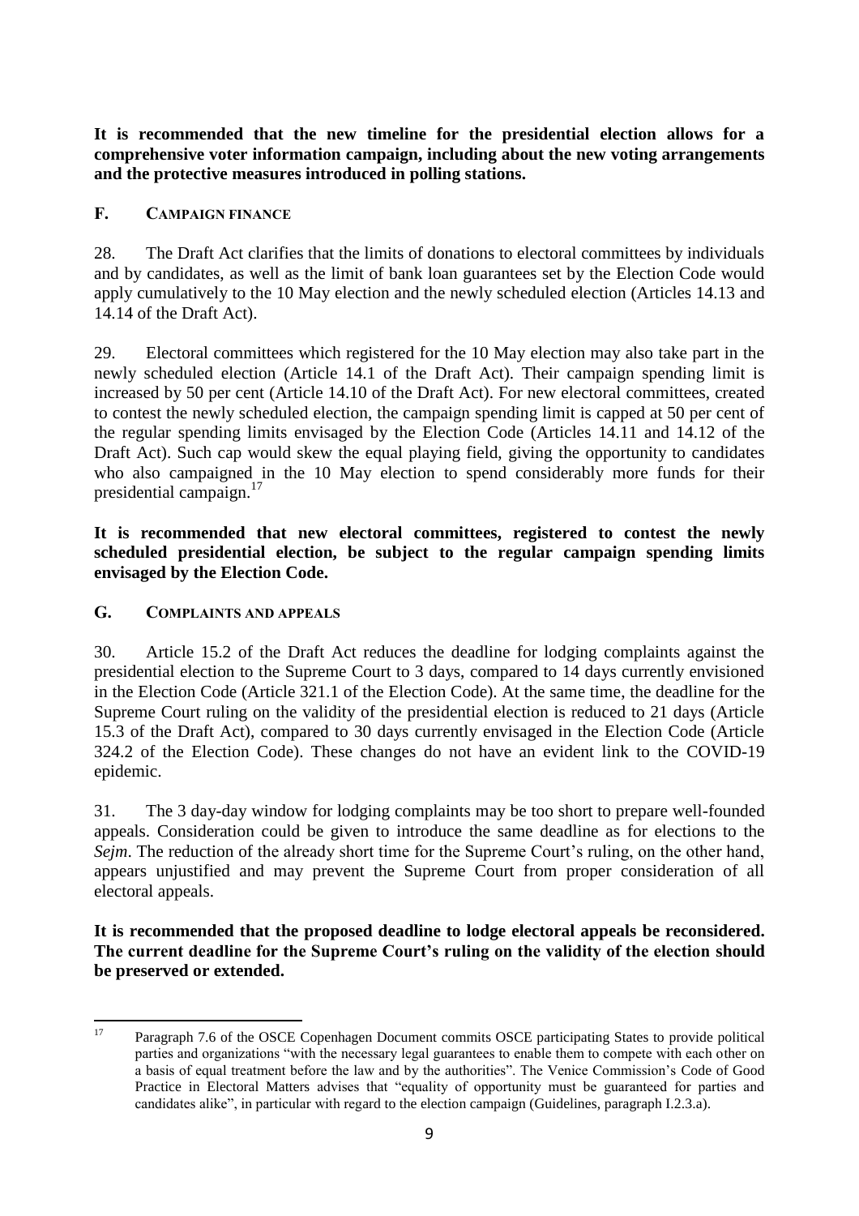**It is recommended that the new timeline for the presidential election allows for a comprehensive voter information campaign, including about the new voting arrangements and the protective measures introduced in polling stations.**

## F. Campaign Finance

28. The Draft Act clarifies that the limits of donations to electoral committees by individuals and by candidates, as well as the limit of bank loan guarantees set by the Election Code would apply cumulatively to the 10 May election and the newly scheduled election (Articles 14.13 and 14.14 of the Draft Act).

29. Electoral committees which registered for the 10 May election may also take part in the newly scheduled election (Article 14.1 of the Draft Act). Their campaign spending limit is increased by 50 per cent (Article 14.10 of the Draft Act). For new electoral committees, created to contest the newly scheduled election, the campaign spending limit is capped at 50 per cent of the regular spending limits envisaged by the Election Code (Articles 14.11 and 14.12 of the Draft Act). Such cap would skew the equal playing field, giving the opportunity to candidates who also campaigned in the 10 May election to spend considerably more funds for their presidential campaign.[17]

**It is recommended that new electoral committees, registered to contest the newly scheduled presidential election, be subject to the regular campaign spending limits envisaged by the Election Code.**

## G. Complaints and Appeals

30. Article 15.2 of the Draft Act reduces the deadline for lodging complaints against the presidential election to the Supreme Court to 3 days, compared to 14 days currently envisioned in the Election Code (Article 321.1 of the Election Code). At the same time, the deadline for the Supreme Court ruling on the validity of the presidential election is reduced to 21 days (Article 15.3 of the Draft Act), compared to 30 days currently envisaged in the Election Code (Article 324.2 of the Election Code). These changes do not have an evident link to the COVID-19 epidemic.

31. The 3 day-day window for lodging complaints may be too short to prepare well-founded appeals. Consideration could be given to introduce the same deadline as for elections to the *Sejm*. The reduction of the already short time for the Supreme Court's ruling, on the other hand, appears unjustified and may prevent the Supreme Court from proper consideration of all electoral appeals.

**It is recommended that the proposed deadline to lodge electoral appeals be reconsidered. The current deadline for the Supreme Court's ruling on the validity of the election should be preserved or extended.**

---

[17] Paragraph 7.6 of the OSCE Copenhagen Document commits OSCE participating States to provide political parties and organizations "with the necessary legal guarantees to enable them to compete with each other on a basis of equal treatment before the law and by the authorities". The Venice Commission's Code of Good Practice in Electoral Matters advises that "equality of opportunity must be guaranteed for parties and candidates alike", in particular with regard to the election campaign (Guidelines, paragraph I.2.3.a).